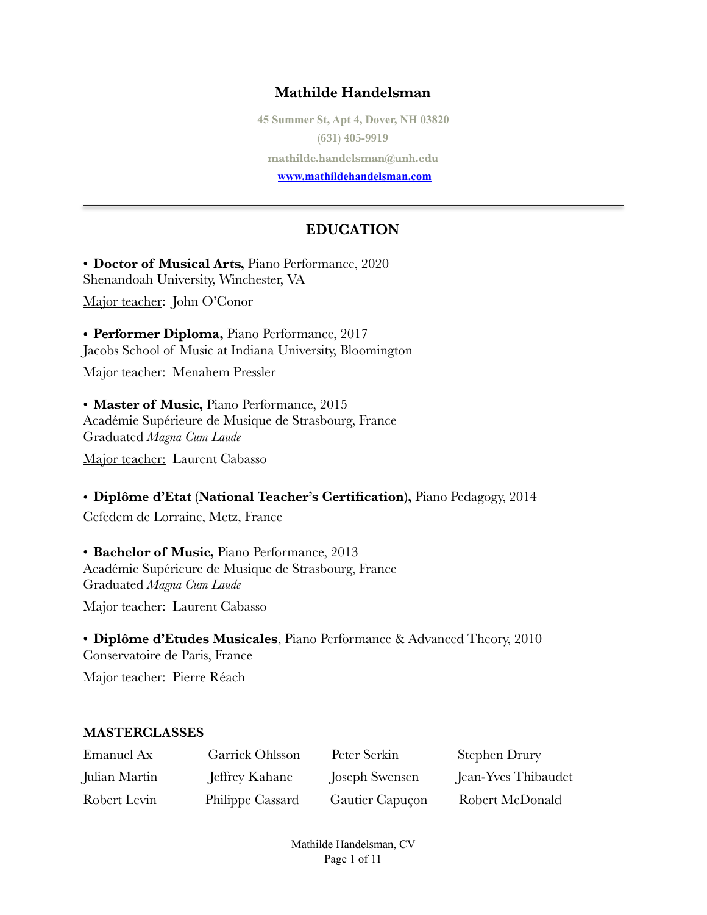# Mathilde Handelsman

45 Summer St, Apt 4, Dover, NH 03820
(631) 405-9919
mathilde.handelsman@unh.edu
[www.mathildehandelsman.com](http://www.mathildehandelsman.com)

---

## EDUCATION

• **Doctor of Musical Arts,** Piano Performance, 2020
Shenandoah University, Winchester, VA

Major teacher: John O'Conor

• **Performer Diploma,** Piano Performance, 2017
Jacobs School of Music at Indiana University, Bloomington

Major teacher: Menahem Pressler

• **Master of Music,** Piano Performance, 2015
Académie Supérieure de Musique de Strasbourg, France
Graduated *Magna Cum Laude*

Major teacher: Laurent Cabasso

• **Diplôme d'Etat (National Teacher's Certification),** Piano Pedagogy, 2014
Cefedem de Lorraine, Metz, France

• **Bachelor of Music,** Piano Performance, 2013
Académie Supérieure de Musique de Strasbourg, France
Graduated *Magna Cum Laude*

Major teacher: Laurent Cabasso

• **Diplôme d'Etudes Musicales**, Piano Performance & Advanced Theory, 2010
Conservatoire de Paris, France

Major teacher: Pierre Réach

### MASTERCLASSES

| | | | |
|---|---|---|---|
| Emanuel Ax | Garrick Ohlsson | Peter Serkin | Stephen Drury |
| Julian Martin | Jeffrey Kahane | Joseph Swensen | Jean-Yves Thibaudet |
| Robert Levin | Philippe Cassard | Gautier Capuçon | Robert McDonald |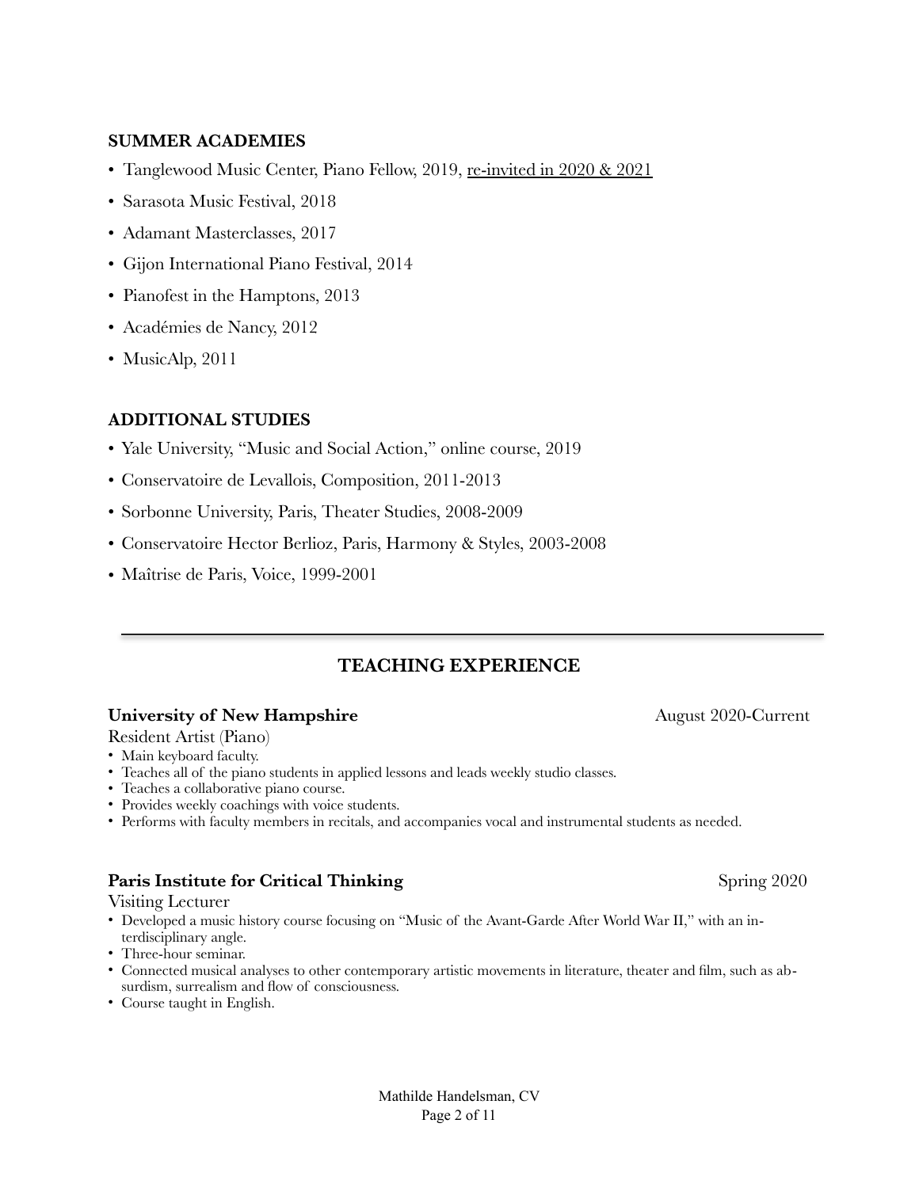## SUMMER ACADEMIES

- Tanglewood Music Center, Piano Fellow, 2019, <u>re-invited in 2020 & 2021</u>
- Sarasota Music Festival, 2018
- Adamant Masterclasses, 2017
- Gijon International Piano Festival, 2014
- Pianofest in the Hamptons, 2013
- Académies de Nancy, 2012
- MusicAlp, 2011

## ADDITIONAL STUDIES

- Yale University, "Music and Social Action," online course, 2019
- Conservatoire de Levallois, Composition, 2011-2013
- Sorbonne University, Paris, Theater Studies, 2008-2009
- Conservatoire Hector Berlioz, Paris, Harmony & Styles, 2003-2008
- Maîtrise de Paris, Voice, 1999-2001

---

# TEACHING EXPERIENCE

**University of New Hampshire** — August 2020-Current

Resident Artist (Piano)

- Main keyboard faculty.
- Teaches all of the piano students in applied lessons and leads weekly studio classes.
- Teaches a collaborative piano course.
- Provides weekly coachings with voice students.
- Performs with faculty members in recitals, and accompanies vocal and instrumental students as needed.

**Paris Institute for Critical Thinking** — Spring 2020

Visiting Lecturer

- Developed a music history course focusing on "Music of the Avant-Garde After World War II," with an interdisciplinary angle.
- Three-hour seminar.
- Connected musical analyses to other contemporary artistic movements in literature, theater and film, such as absurdism, surrealism and flow of consciousness.
- Course taught in English.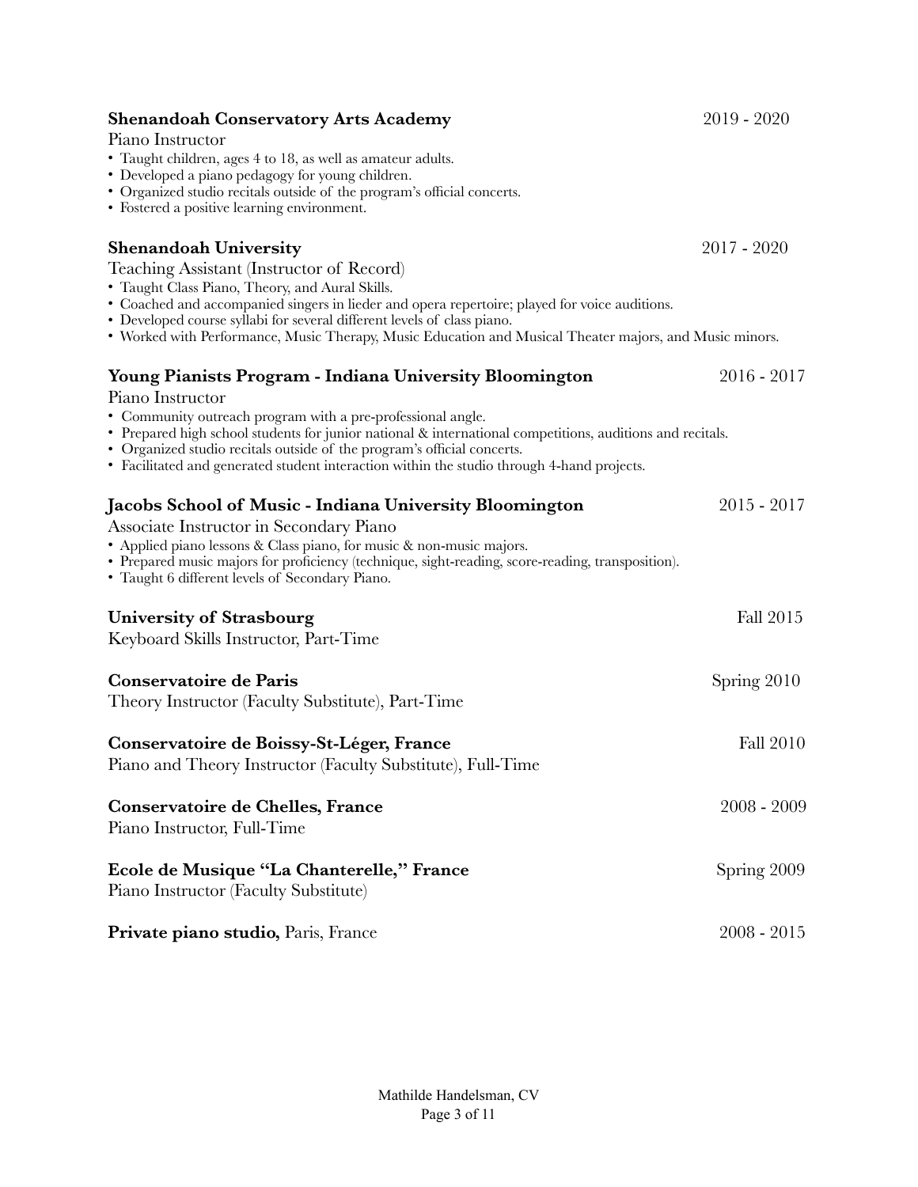**Shenandoah Conservatory Arts Academy** 2019 - 2020

Piano Instructor

- Taught children, ages 4 to 18, as well as amateur adults.
- Developed a piano pedagogy for young children.
- Organized studio recitals outside of the program's official concerts.
- Fostered a positive learning environment.

**Shenandoah University** 2017 - 2020

Teaching Assistant (Instructor of Record)

- Taught Class Piano, Theory, and Aural Skills.
- Coached and accompanied singers in lieder and opera repertoire; played for voice auditions.
- Developed course syllabi for several different levels of class piano.
- Worked with Performance, Music Therapy, Music Education and Musical Theater majors, and Music minors.

**Young Pianists Program - Indiana University Bloomington** 2016 - 2017

Piano Instructor

- Community outreach program with a pre-professional angle.
- Prepared high school students for junior national & international competitions, auditions and recitals.
- Organized studio recitals outside of the program's official concerts.
- Facilitated and generated student interaction within the studio through 4-hand projects.

**Jacobs School of Music - Indiana University Bloomington** 2015 - 2017

Associate Instructor in Secondary Piano

- Applied piano lessons & Class piano, for music & non-music majors.
- Prepared music majors for proficiency (technique, sight-reading, score-reading, transposition).
- Taught 6 different levels of Secondary Piano.

**University of Strasbourg** Fall 2015

Keyboard Skills Instructor, Part-Time

**Conservatoire de Paris** Spring 2010

Theory Instructor (Faculty Substitute), Part-Time

**Conservatoire de Boissy-St-Léger, France** Fall 2010

Piano and Theory Instructor (Faculty Substitute), Full-Time

**Conservatoire de Chelles, France** 2008 - 2009

Piano Instructor, Full-Time

**Ecole de Musique "La Chanterelle," France** Spring 2009

Piano Instructor (Faculty Substitute)

**Private piano studio,** Paris, France 2008 - 2015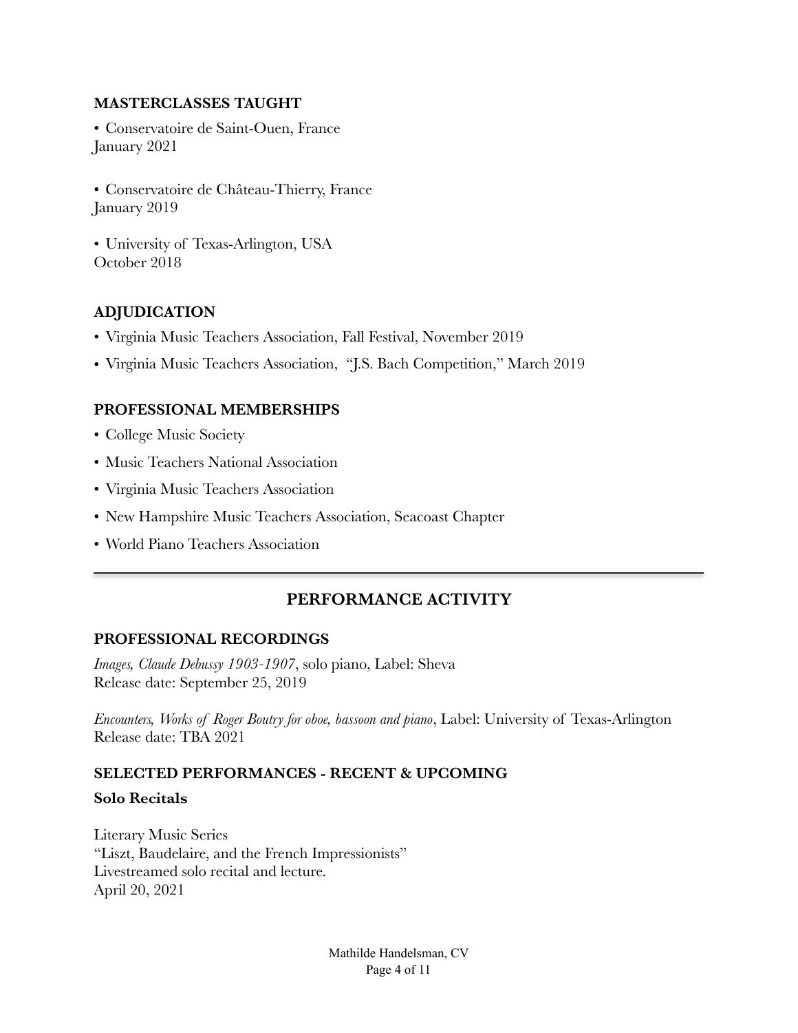### MASTERCLASSES TAUGHT

• Conservatoire de Saint-Ouen, France
January 2021

• Conservatoire de Château-Thierry, France
January 2019

• University of Texas-Arlington, USA
October 2018

### ADJUDICATION

- Virginia Music Teachers Association, Fall Festival, November 2019
- Virginia Music Teachers Association, "J.S. Bach Competition," March 2019

### PROFESSIONAL MEMBERSHIPS

- College Music Society
- Music Teachers National Association
- Virginia Music Teachers Association
- New Hampshire Music Teachers Association, Seacoast Chapter
- World Piano Teachers Association

---

## PERFORMANCE ACTIVITY

### PROFESSIONAL RECORDINGS

*Images, Claude Debussy 1903-1907*, solo piano, Label: Sheva
Release date: September 25, 2019

*Encounters, Works of Roger Boutry for oboe, bassoon and piano*, Label: University of Texas-Arlington
Release date: TBA 2021

### SELECTED PERFORMANCES - RECENT & UPCOMING

**Solo Recitals**

Literary Music Series
"Liszt, Baudelaire, and the French Impressionists"
Livestreamed solo recital and lecture.
April 20, 2021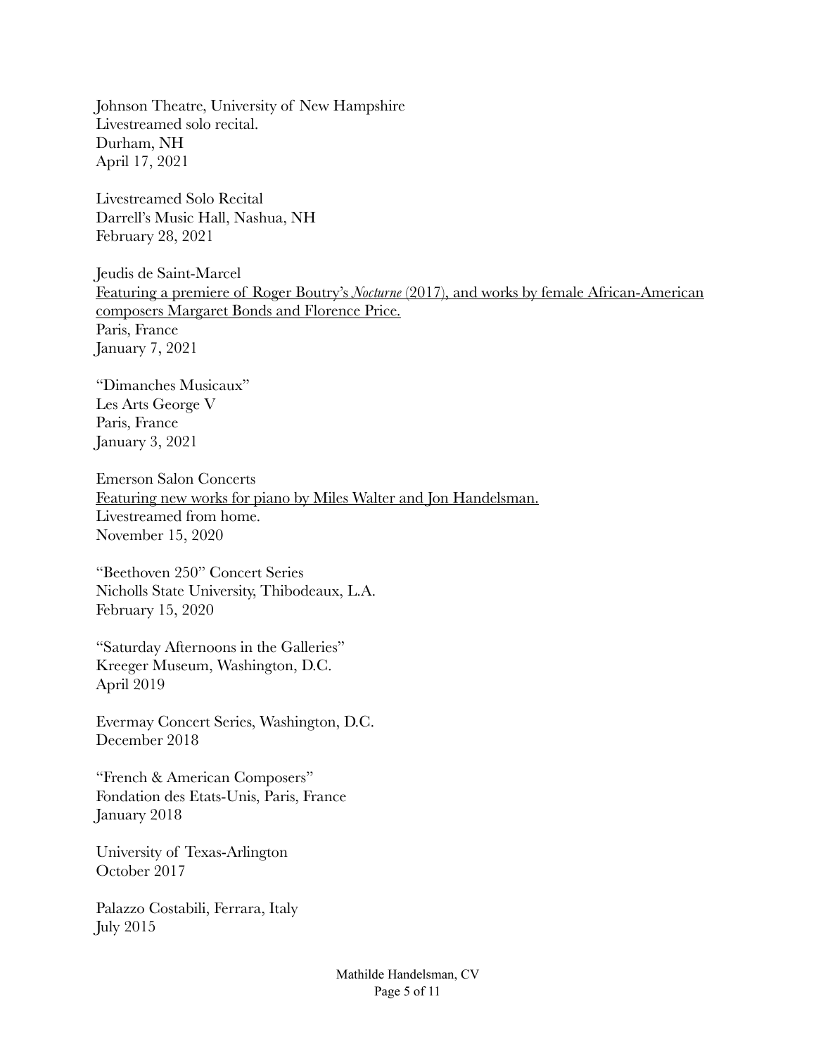Johnson Theatre, University of New Hampshire
Livestreamed solo recital.
Durham, NH
April 17, 2021

Livestreamed Solo Recital
Darrell's Music Hall, Nashua, NH
February 28, 2021

Jeudis de Saint-Marcel
<u>Featuring a premiere of Roger Boutry's *Nocturne* (2017), and works by female African-American composers Margaret Bonds and Florence Price.</u>
Paris, France
January 7, 2021

"Dimanches Musicaux"
Les Arts George V
Paris, France
January 3, 2021

Emerson Salon Concerts
<u>Featuring new works for piano by Miles Walter and Jon Handelsman.</u>
Livestreamed from home.
November 15, 2020

"Beethoven 250" Concert Series
Nicholls State University, Thibodeaux, L.A.
February 15, 2020

"Saturday Afternoons in the Galleries"
Kreeger Museum, Washington, D.C.
April 2019

Evermay Concert Series, Washington, D.C.
December 2018

"French & American Composers"
Fondation des Etats-Unis, Paris, France
January 2018

University of Texas-Arlington
October 2017

Palazzo Costabili, Ferrara, Italy
July 2015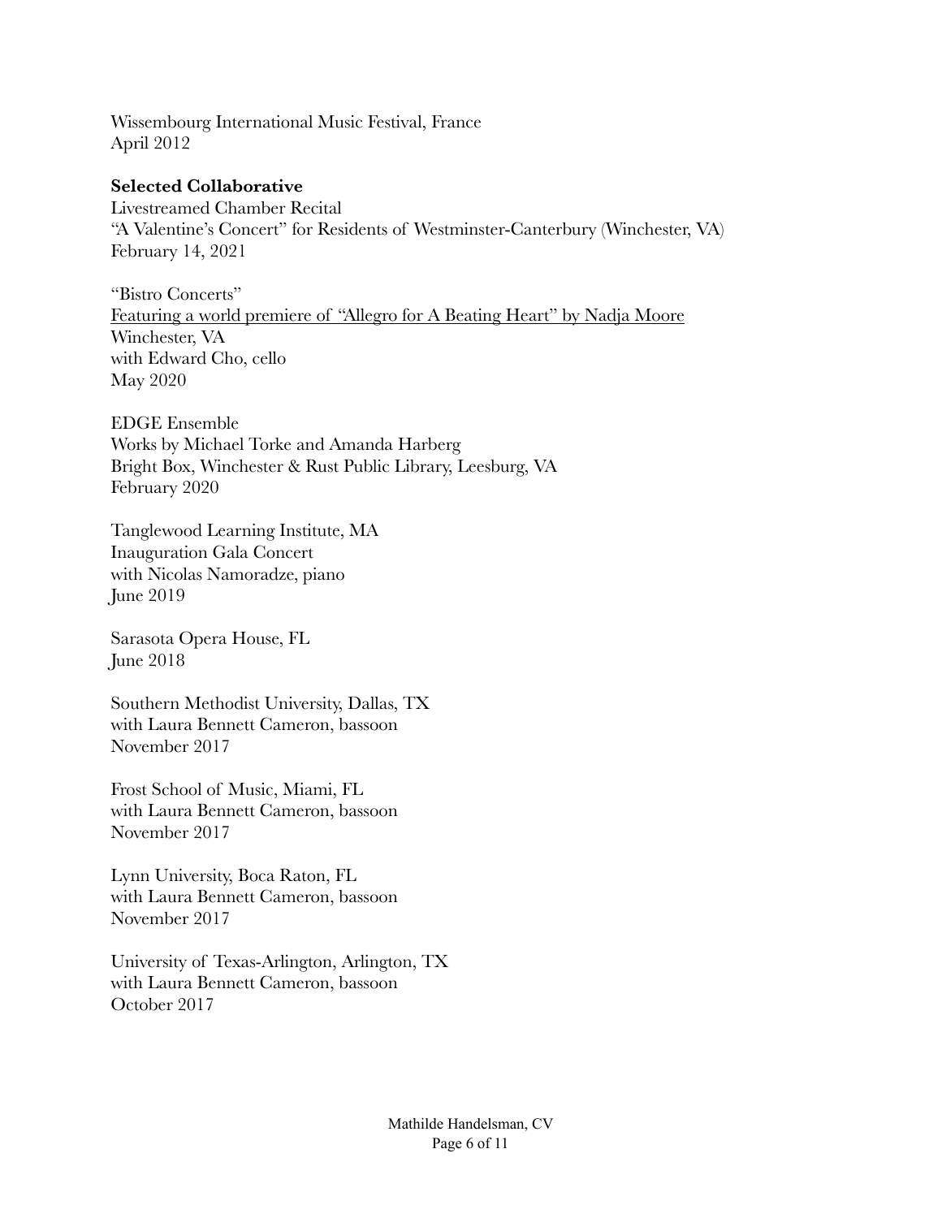Wissembourg International Music Festival, France
April 2012

**Selected Collaborative**

Livestreamed Chamber Recital
"A Valentine's Concert" for Residents of Westminster-Canterbury (Winchester, VA)
February 14, 2021

"Bistro Concerts"
Featuring a world premiere of "Allegro for A Beating Heart" by Nadja Moore
Winchester, VA
with Edward Cho, cello
May 2020

EDGE Ensemble
Works by Michael Torke and Amanda Harberg
Bright Box, Winchester & Rust Public Library, Leesburg, VA
February 2020

Tanglewood Learning Institute, MA
Inauguration Gala Concert
with Nicolas Namoradze, piano
June 2019

Sarasota Opera House, FL
June 2018

Southern Methodist University, Dallas, TX
with Laura Bennett Cameron, bassoon
November 2017

Frost School of Music, Miami, FL
with Laura Bennett Cameron, bassoon
November 2017

Lynn University, Boca Raton, FL
with Laura Bennett Cameron, bassoon
November 2017

University of Texas-Arlington, Arlington, TX
with Laura Bennett Cameron, bassoon
October 2017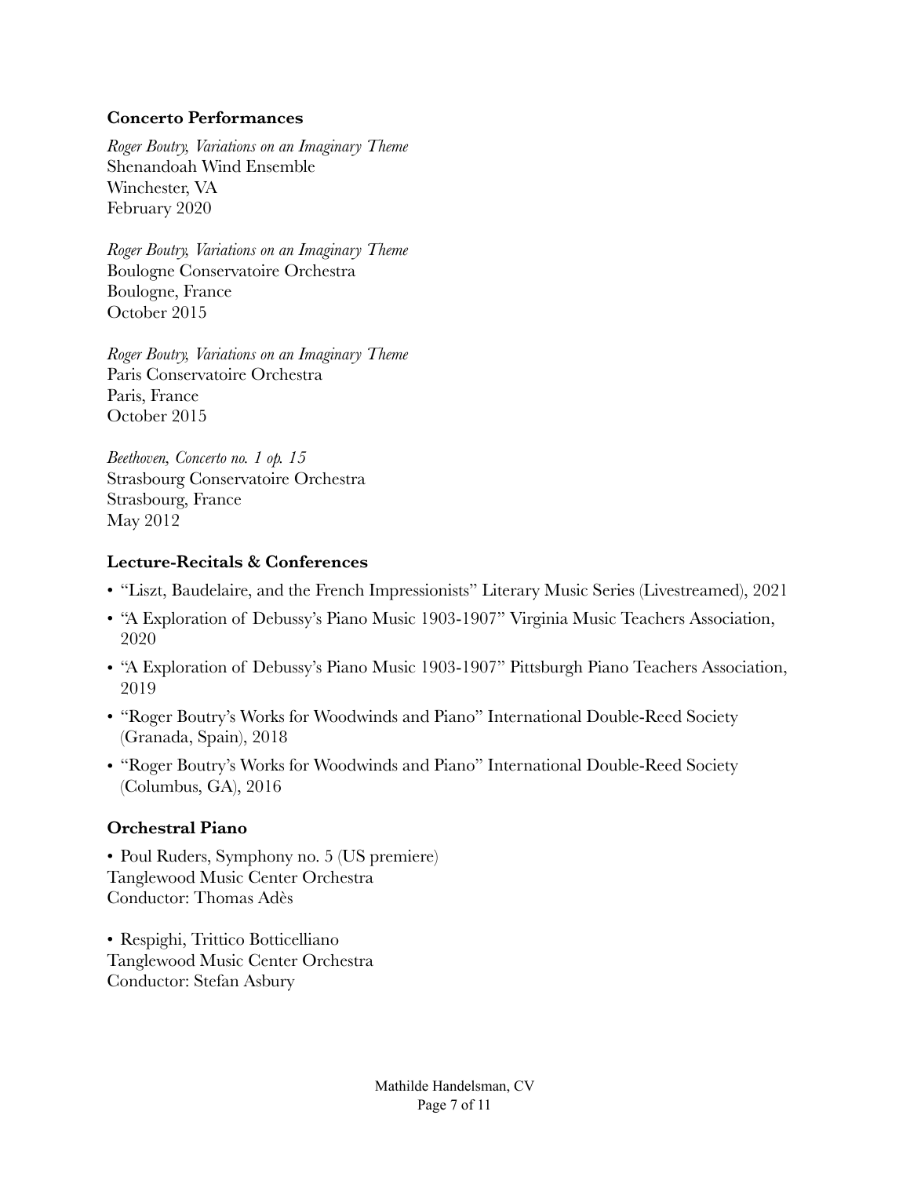### Concerto Performances

*Roger Boutry, Variations on an Imaginary Theme*
Shenandoah Wind Ensemble
Winchester, VA
February 2020

*Roger Boutry, Variations on an Imaginary Theme*
Boulogne Conservatoire Orchestra
Boulogne, France
October 2015

*Roger Boutry, Variations on an Imaginary Theme*
Paris Conservatoire Orchestra
Paris, France
October 2015

*Beethoven, Concerto no. 1 op. 15*
Strasbourg Conservatoire Orchestra
Strasbourg, France
May 2012

### Lecture-Recitals & Conferences

- "Liszt, Baudelaire, and the French Impressionists" Literary Music Series (Livestreamed), 2021
- "A Exploration of Debussy's Piano Music 1903-1907" Virginia Music Teachers Association, 2020
- "A Exploration of Debussy's Piano Music 1903-1907" Pittsburgh Piano Teachers Association, 2019
- "Roger Boutry's Works for Woodwinds and Piano" International Double-Reed Society (Granada, Spain), 2018
- "Roger Boutry's Works for Woodwinds and Piano" International Double-Reed Society (Columbus, GA), 2016

### Orchestral Piano

• Poul Ruders, Symphony no. 5 (US premiere)
Tanglewood Music Center Orchestra
Conductor: Thomas Adès

• Respighi, Trittico Botticelliano
Tanglewood Music Center Orchestra
Conductor: Stefan Asbury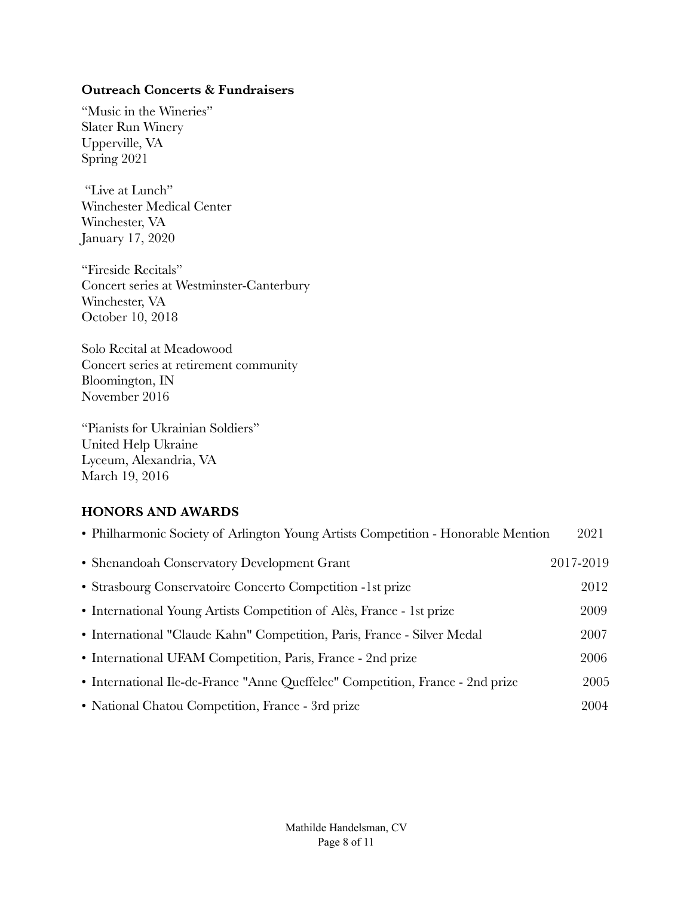### Outreach Concerts & Fundraisers

"Music in the Wineries"
Slater Run Winery
Upperville, VA
Spring 2021

"Live at Lunch"
Winchester Medical Center
Winchester, VA
January 17, 2020

"Fireside Recitals"
Concert series at Westminster-Canterbury
Winchester, VA
October 10, 2018

Solo Recital at Meadowood
Concert series at retirement community
Bloomington, IN
November 2016

"Pianists for Ukrainian Soldiers"
United Help Ukraine
Lyceum, Alexandria, VA
March 19, 2016

## HONORS AND AWARDS

- Philharmonic Society of Arlington Young Artists Competition - Honorable Mention 2021
- Shenandoah Conservatory Development Grant 2017-2019
- Strasbourg Conservatoire Concerto Competition -1st prize 2012
- International Young Artists Competition of Alès, France - 1st prize 2009
- International "Claude Kahn" Competition, Paris, France - Silver Medal 2007
- International UFAM Competition, Paris, France - 2nd prize 2006
- International Ile-de-France "Anne Queffelec" Competition, France - 2nd prize 2005
- National Chatou Competition, France - 3rd prize 2004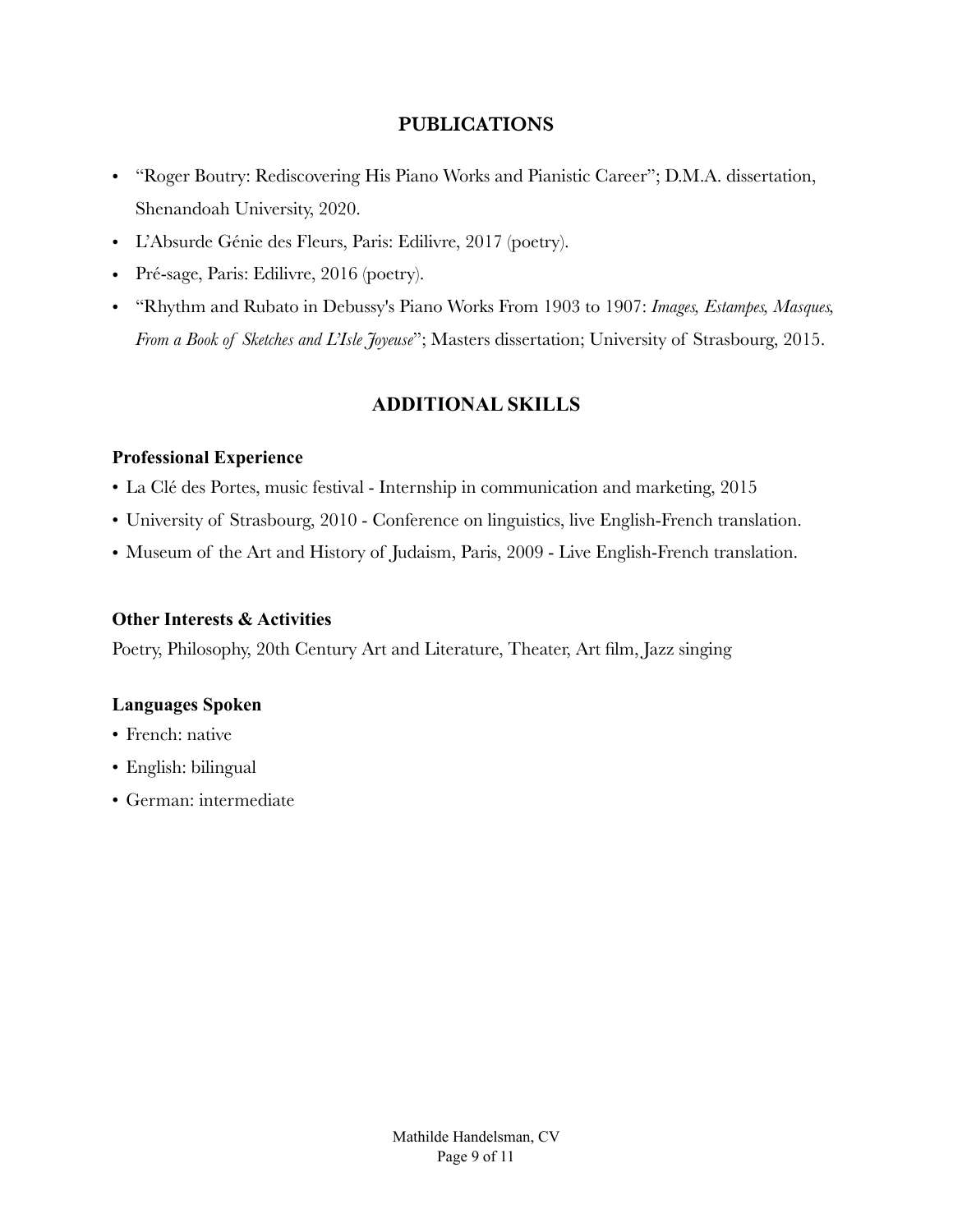## PUBLICATIONS

- "Roger Boutry: Rediscovering His Piano Works and Pianistic Career"; D.M.A. dissertation, Shenandoah University, 2020.
- L'Absurde Génie des Fleurs, Paris: Edilivre, 2017 (poetry).
- Pré-sage, Paris: Edilivre, 2016 (poetry).
- "Rhythm and Rubato in Debussy's Piano Works From 1903 to 1907: *Images, Estampes, Masques, From a Book of Sketches and L'Isle Joyeuse*"; Masters dissertation; University of Strasbourg, 2015.

## ADDITIONAL SKILLS

### Professional Experience

- La Clé des Portes, music festival - Internship in communication and marketing, 2015
- University of Strasbourg, 2010 - Conference on linguistics, live English-French translation.
- Museum of the Art and History of Judaism, Paris, 2009 - Live English-French translation.

### Other Interests & Activities

Poetry, Philosophy, 20th Century Art and Literature, Theater, Art film, Jazz singing

### Languages Spoken

- French: native
- English: bilingual
- German: intermediate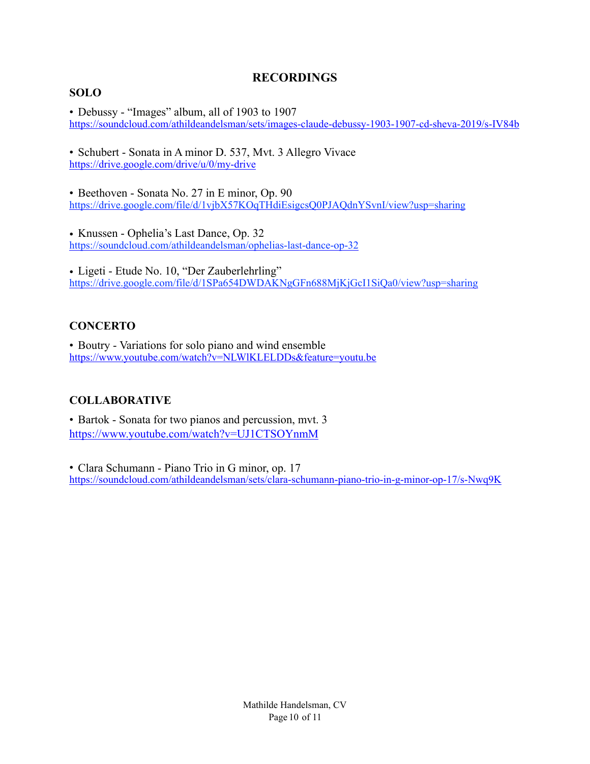# RECORDINGS

## SOLO

• Debussy - "Images" album, all of 1903 to 1907
https://soundcloud.com/athildeandelsman/sets/images-claude-debussy-1903-1907-cd-sheva-2019/s-IV84b

• Schubert - Sonata in A minor D. 537, Mvt. 3 Allegro Vivace
https://drive.google.com/drive/u/0/my-drive

• Beethoven - Sonata No. 27 in E minor, Op. 90
https://drive.google.com/file/d/1vjbX57KOqTHdiEsigcsQ0PJAQdnYSvnI/view?usp=sharing

• Knussen - Ophelia's Last Dance, Op. 32
https://soundcloud.com/athildeandelsman/ophelias-last-dance-op-32

• Ligeti - Etude No. 10, "Der Zauberlehrling"
https://drive.google.com/file/d/1SPa654DWDAKNgGFn688MjKjGcI1SiQa0/view?usp=sharing

## CONCERTO

• Boutry - Variations for solo piano and wind ensemble
https://www.youtube.com/watch?v=NLWlKLELDDs&feature=youtu.be

## COLLABORATIVE

• Bartok - Sonata for two pianos and percussion, mvt. 3
https://www.youtube.com/watch?v=UJ1CTSOYnmM

• Clara Schumann - Piano Trio in G minor, op. 17
https://soundcloud.com/athildeandelsman/sets/clara-schumann-piano-trio-in-g-minor-op-17/s-Nwq9K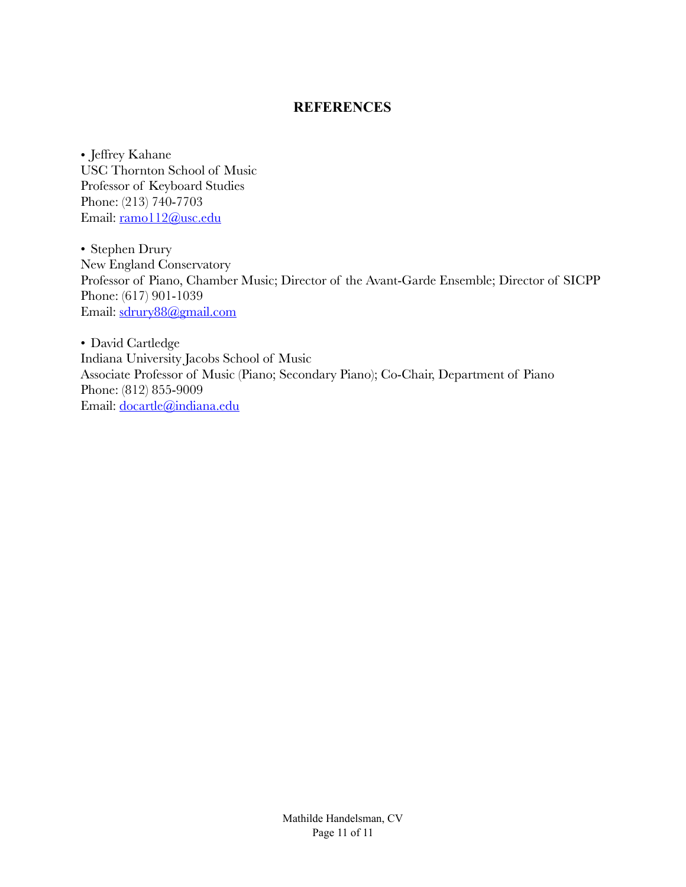## REFERENCES

• Jeffrey Kahane
USC Thornton School of Music
Professor of Keyboard Studies
Phone: (213) 740-7703
Email: ramo112@usc.edu

• Stephen Drury
New England Conservatory
Professor of Piano, Chamber Music; Director of the Avant-Garde Ensemble; Director of SICPP
Phone: (617) 901-1039
Email: sdrury88@gmail.com

• David Cartledge
Indiana University Jacobs School of Music
Associate Professor of Music (Piano; Secondary Piano); Co-Chair, Department of Piano
Phone: (812) 855-9009
Email: docartle@indiana.edu